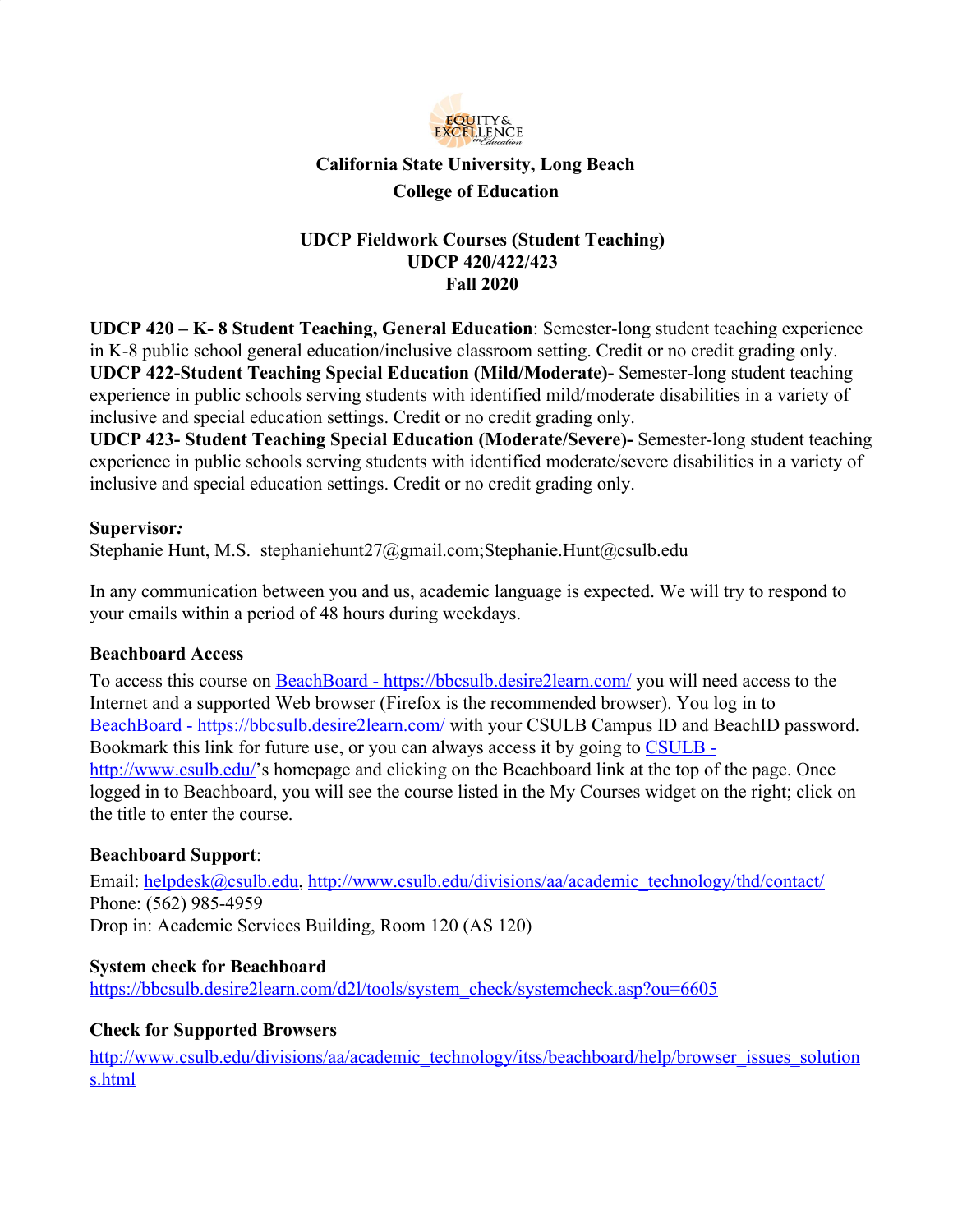**California State University, Long Beach**

**College of Education**

**UDCP Fieldwork Courses (Student Teaching)**
**UDCP 420/422/423**
**Fall 2020**

**UDCP 420 – K- 8 Student Teaching, General Education**: Semester-long student teaching experience in K-8 public school general education/inclusive classroom setting. Credit or no credit grading only.
**UDCP 422-Student Teaching Special Education (Mild/Moderate)-** Semester-long student teaching experience in public schools serving students with identified mild/moderate disabilities in a variety of inclusive and special education settings. Credit or no credit grading only.
**UDCP 423- Student Teaching Special Education (Moderate/Severe)-** Semester-long student teaching experience in public schools serving students with identified moderate/severe disabilities in a variety of inclusive and special education settings. Credit or no credit grading only.

**Supervisor:**
Stephanie Hunt, M.S. stephaniehunt27@gmail.com;Stephanie.Hunt@csulb.edu

In any communication between you and us, academic language is expected. We will try to respond to your emails within a period of 48 hours during weekdays.

**Beachboard Access**

To access this course on BeachBoard - https://bbcsulb.desire2learn.com/ you will need access to the Internet and a supported Web browser (Firefox is the recommended browser). You log in to BeachBoard - https://bbcsulb.desire2learn.com/ with your CSULB Campus ID and BeachID password. Bookmark this link for future use, or you can always access it by going to CSULB - http://www.csulb.edu/'s homepage and clicking on the Beachboard link at the top of the page. Once logged in to Beachboard, you will see the course listed in the My Courses widget on the right; click on the title to enter the course.

**Beachboard Support**:

Email: helpdesk@csulb.edu, http://www.csulb.edu/divisions/aa/academic_technology/thd/contact/
Phone: (562) 985-4959
Drop in: Academic Services Building, Room 120 (AS 120)

**System check for Beachboard**

https://bbcsulb.desire2learn.com/d2l/tools/system_check/systemcheck.asp?ou=6605

**Check for Supported Browsers**

http://www.csulb.edu/divisions/aa/academic_technology/itss/beachboard/help/browser_issues_solutions.html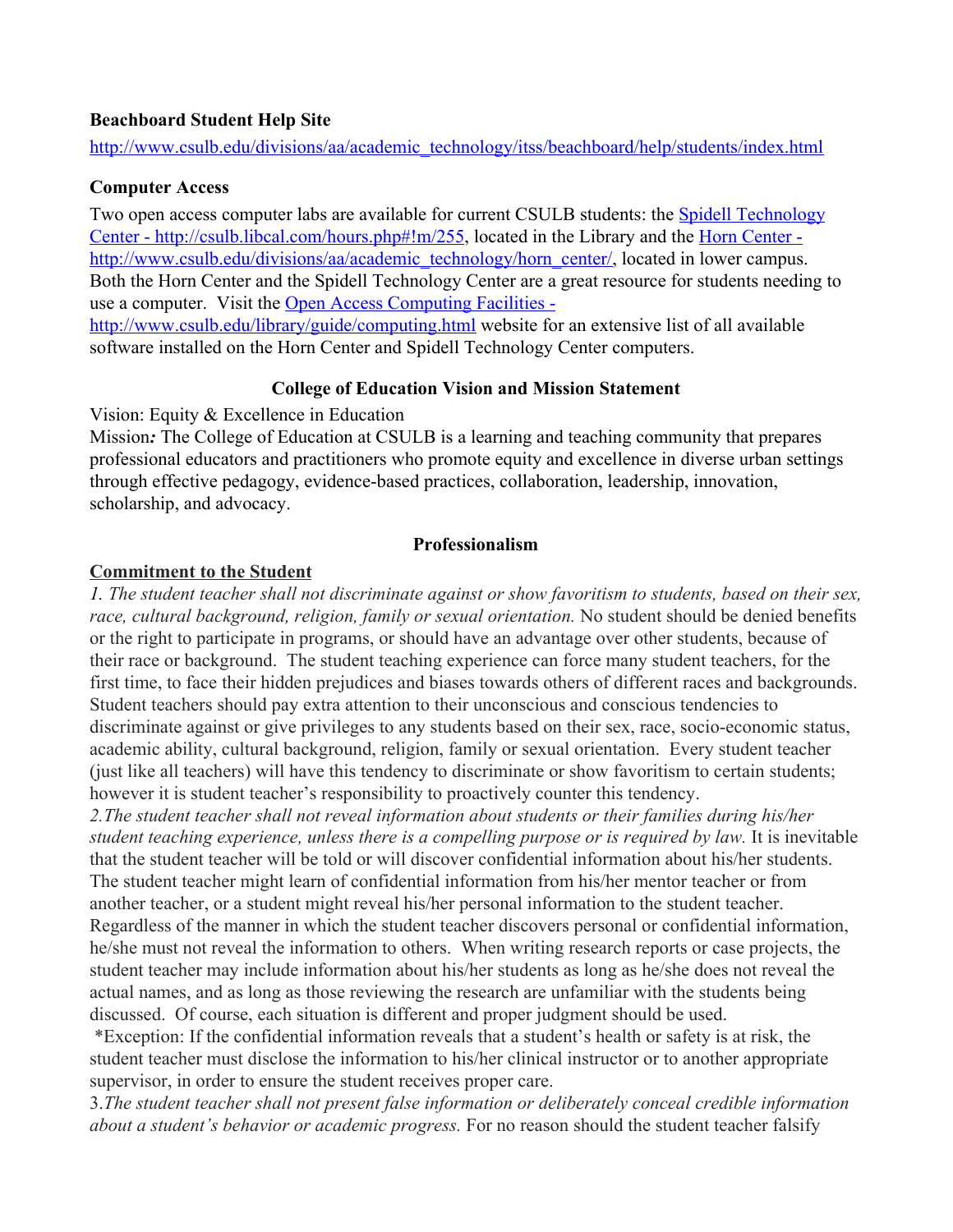**Beachboard Student Help Site**

[http://www.csulb.edu/divisions/aa/academic_technology/itss/beachboard/help/students/index.html](http://www.csulb.edu/divisions/aa/academic_technology/itss/beachboard/help/students/index.html)

**Computer Access**

Two open access computer labs are available for current CSULB students: the [Spidell Technology Center - http://csulb.libcal.com/hours.php#!m/255](http://csulb.libcal.com/hours.php#!m/255), located in the Library and the [Horn Center - http://www.csulb.edu/divisions/aa/academic_technology/horn_center/](http://www.csulb.edu/divisions/aa/academic_technology/horn_center/), located in lower campus. Both the Horn Center and the Spidell Technology Center are a great resource for students needing to use a computer. Visit the [Open Access Computing Facilities - http://www.csulb.edu/library/guide/computing.html](http://www.csulb.edu/library/guide/computing.html) website for an extensive list of all available software installed on the Horn Center and Spidell Technology Center computers.

## College of Education Vision and Mission Statement

Vision: Equity & Excellence in Education

Mission***:*** The College of Education at CSULB is a learning and teaching community that prepares professional educators and practitioners who promote equity and excellence in diverse urban settings through effective pedagogy, evidence-based practices, collaboration, leadership, innovation, scholarship, and advocacy.

## Professionalism

**Commitment to the Student**

*1. The student teacher shall not discriminate against or show favoritism to students, based on their sex, race, cultural background, religion, family or sexual orientation.* No student should be denied benefits or the right to participate in programs, or should have an advantage over other students, because of their race or background. The student teaching experience can force many student teachers, for the first time, to face their hidden prejudices and biases towards others of different races and backgrounds. Student teachers should pay extra attention to their unconscious and conscious tendencies to discriminate against or give privileges to any students based on their sex, race, socio-economic status, academic ability, cultural background, religion, family or sexual orientation. Every student teacher (just like all teachers) will have this tendency to discriminate or show favoritism to certain students; however it is student teacher's responsibility to proactively counter this tendency.

*2.The student teacher shall not reveal information about students or their families during his/her student teaching experience, unless there is a compelling purpose or is required by law.* It is inevitable that the student teacher will be told or will discover confidential information about his/her students. The student teacher might learn of confidential information from his/her mentor teacher or from another teacher, or a student might reveal his/her personal information to the student teacher. Regardless of the manner in which the student teacher discovers personal or confidential information, he/she must not reveal the information to others. When writing research reports or case projects, the student teacher may include information about his/her students as long as he/she does not reveal the actual names, and as long as those reviewing the research are unfamiliar with the students being discussed. Of course, each situation is different and proper judgment should be used.

*Exception: If the confidential information reveals that a student's health or safety is at risk, the student teacher must disclose the information to his/her clinical instructor or to another appropriate supervisor, in order to ensure the student receives proper care.

3.*The student teacher shall not present false information or deliberately conceal credible information about a student's behavior or academic progress.* For no reason should the student teacher falsify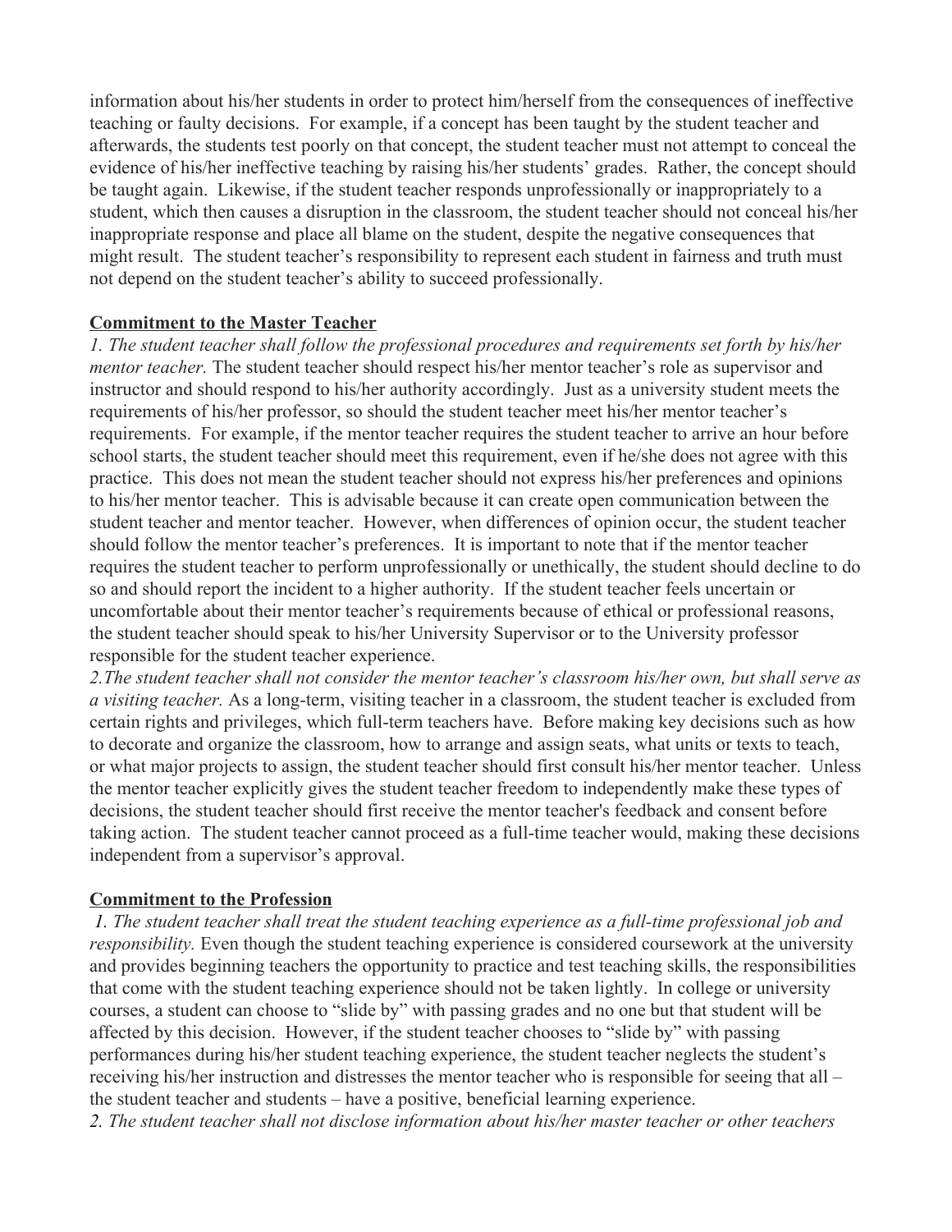information about his/her students in order to protect him/herself from the consequences of ineffective teaching or faulty decisions. For example, if a concept has been taught by the student teacher and afterwards, the students test poorly on that concept, the student teacher must not attempt to conceal the evidence of his/her ineffective teaching by raising his/her students' grades. Rather, the concept should be taught again. Likewise, if the student teacher responds unprofessionally or inappropriately to a student, which then causes a disruption in the classroom, the student teacher should not conceal his/her inappropriate response and place all blame on the student, despite the negative consequences that might result. The student teacher's responsibility to represent each student in fairness and truth must not depend on the student teacher's ability to succeed professionally.

**Commitment to the Master Teacher**

*1. The student teacher shall follow the professional procedures and requirements set forth by his/her mentor teacher.* The student teacher should respect his/her mentor teacher's role as supervisor and instructor and should respond to his/her authority accordingly. Just as a university student meets the requirements of his/her professor, so should the student teacher meet his/her mentor teacher's requirements. For example, if the mentor teacher requires the student teacher to arrive an hour before school starts, the student teacher should meet this requirement, even if he/she does not agree with this practice. This does not mean the student teacher should not express his/her preferences and opinions to his/her mentor teacher. This is advisable because it can create open communication between the student teacher and mentor teacher. However, when differences of opinion occur, the student teacher should follow the mentor teacher's preferences. It is important to note that if the mentor teacher requires the student teacher to perform unprofessionally or unethically, the student should decline to do so and should report the incident to a higher authority. If the student teacher feels uncertain or uncomfortable about their mentor teacher's requirements because of ethical or professional reasons, the student teacher should speak to his/her University Supervisor or to the University professor responsible for the student teacher experience.

*2.The student teacher shall not consider the mentor teacher's classroom his/her own, but shall serve as a visiting teacher.* As a long-term, visiting teacher in a classroom, the student teacher is excluded from certain rights and privileges, which full-term teachers have. Before making key decisions such as how to decorate and organize the classroom, how to arrange and assign seats, what units or texts to teach, or what major projects to assign, the student teacher should first consult his/her mentor teacher. Unless the mentor teacher explicitly gives the student teacher freedom to independently make these types of decisions, the student teacher should first receive the mentor teacher's feedback and consent before taking action. The student teacher cannot proceed as a full-time teacher would, making these decisions independent from a supervisor's approval.

**Commitment to the Profession**

*1. The student teacher shall treat the student teaching experience as a full-time professional job and responsibility.* Even though the student teaching experience is considered coursework at the university and provides beginning teachers the opportunity to practice and test teaching skills, the responsibilities that come with the student teaching experience should not be taken lightly. In college or university courses, a student can choose to "slide by" with passing grades and no one but that student will be affected by this decision. However, if the student teacher chooses to "slide by" with passing performances during his/her student teaching experience, the student teacher neglects the student's receiving his/her instruction and distresses the mentor teacher who is responsible for seeing that all – the student teacher and students – have a positive, beneficial learning experience.

*2. The student teacher shall not disclose information about his/her master teacher or other teachers*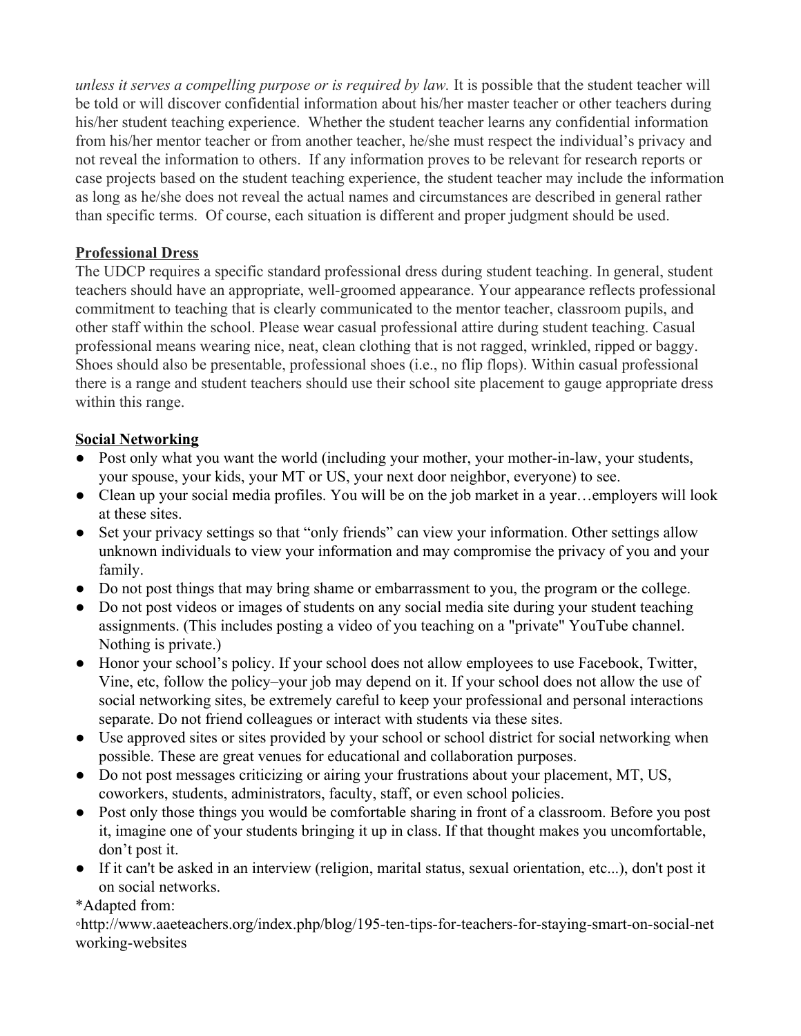*unless it serves a compelling purpose or is required by law.* It is possible that the student teacher will be told or will discover confidential information about his/her master teacher or other teachers during his/her student teaching experience. Whether the student teacher learns any confidential information from his/her mentor teacher or from another teacher, he/she must respect the individual's privacy and not reveal the information to others. If any information proves to be relevant for research reports or case projects based on the student teaching experience, the student teacher may include the information as long as he/she does not reveal the actual names and circumstances are described in general rather than specific terms. Of course, each situation is different and proper judgment should be used.

## Professional Dress

The UDCP requires a specific standard professional dress during student teaching. In general, student teachers should have an appropriate, well-groomed appearance. Your appearance reflects professional commitment to teaching that is clearly communicated to the mentor teacher, classroom pupils, and other staff within the school. Please wear casual professional attire during student teaching. Casual professional means wearing nice, neat, clean clothing that is not ragged, wrinkled, ripped or baggy. Shoes should also be presentable, professional shoes (i.e., no flip flops). Within casual professional there is a range and student teachers should use their school site placement to gauge appropriate dress within this range.

## Social Networking

- Post only what you want the world (including your mother, your mother-in-law, your students, your spouse, your kids, your MT or US, your next door neighbor, everyone) to see.
- Clean up your social media profiles. You will be on the job market in a year…employers will look at these sites.
- Set your privacy settings so that "only friends" can view your information. Other settings allow unknown individuals to view your information and may compromise the privacy of you and your family.
- Do not post things that may bring shame or embarrassment to you, the program or the college.
- Do not post videos or images of students on any social media site during your student teaching assignments. (This includes posting a video of you teaching on a "private" YouTube channel. Nothing is private.)
- Honor your school's policy. If your school does not allow employees to use Facebook, Twitter, Vine, etc, follow the policy–your job may depend on it. If your school does not allow the use of social networking sites, be extremely careful to keep your professional and personal interactions separate. Do not friend colleagues or interact with students via these sites.
- Use approved sites or sites provided by your school or school district for social networking when possible. These are great venues for educational and collaboration purposes.
- Do not post messages criticizing or airing your frustrations about your placement, MT, US, coworkers, students, administrators, faculty, staff, or even school policies.
- Post only those things you would be comfortable sharing in front of a classroom. Before you post it, imagine one of your students bringing it up in class. If that thought makes you uncomfortable, don't post it.
- If it can't be asked in an interview (religion, marital status, sexual orientation, etc...), don't post it on social networks.

*Adapted from:

◦http://www.aaeteachers.org/index.php/blog/195-ten-tips-for-teachers-for-staying-smart-on-social-networking-websites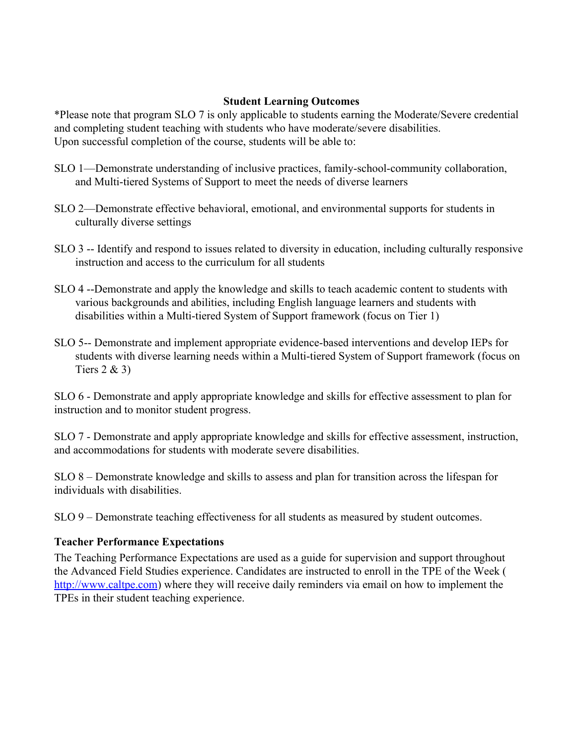## Student Learning Outcomes

*Please note that program SLO 7 is only applicable to students earning the Moderate/Severe credential and completing student teaching with students who have moderate/severe disabilities.
Upon successful completion of the course, students will be able to:

SLO 1—Demonstrate understanding of inclusive practices, family-school-community collaboration, and Multi-tiered Systems of Support to meet the needs of diverse learners

SLO 2—Demonstrate effective behavioral, emotional, and environmental supports for students in culturally diverse settings

SLO 3 -- Identify and respond to issues related to diversity in education, including culturally responsive instruction and access to the curriculum for all students

SLO 4 --Demonstrate and apply the knowledge and skills to teach academic content to students with various backgrounds and abilities, including English language learners and students with disabilities within a Multi-tiered System of Support framework (focus on Tier 1)

SLO 5-- Demonstrate and implement appropriate evidence-based interventions and develop IEPs for students with diverse learning needs within a Multi-tiered System of Support framework (focus on Tiers 2 & 3)

SLO 6 - Demonstrate and apply appropriate knowledge and skills for effective assessment to plan for instruction and to monitor student progress.

SLO 7 - Demonstrate and apply appropriate knowledge and skills for effective assessment, instruction, and accommodations for students with moderate severe disabilities.

SLO 8 – Demonstrate knowledge and skills to assess and plan for transition across the lifespan for individuals with disabilities.

SLO 9 – Demonstrate teaching effectiveness for all students as measured by student outcomes.

### Teacher Performance Expectations

The Teaching Performance Expectations are used as a guide for supervision and support throughout the Advanced Field Studies experience. Candidates are instructed to enroll in the TPE of the Week ( [http://www.caltpe.com](http://www.caltpe.com)) where they will receive daily reminders via email on how to implement the TPEs in their student teaching experience.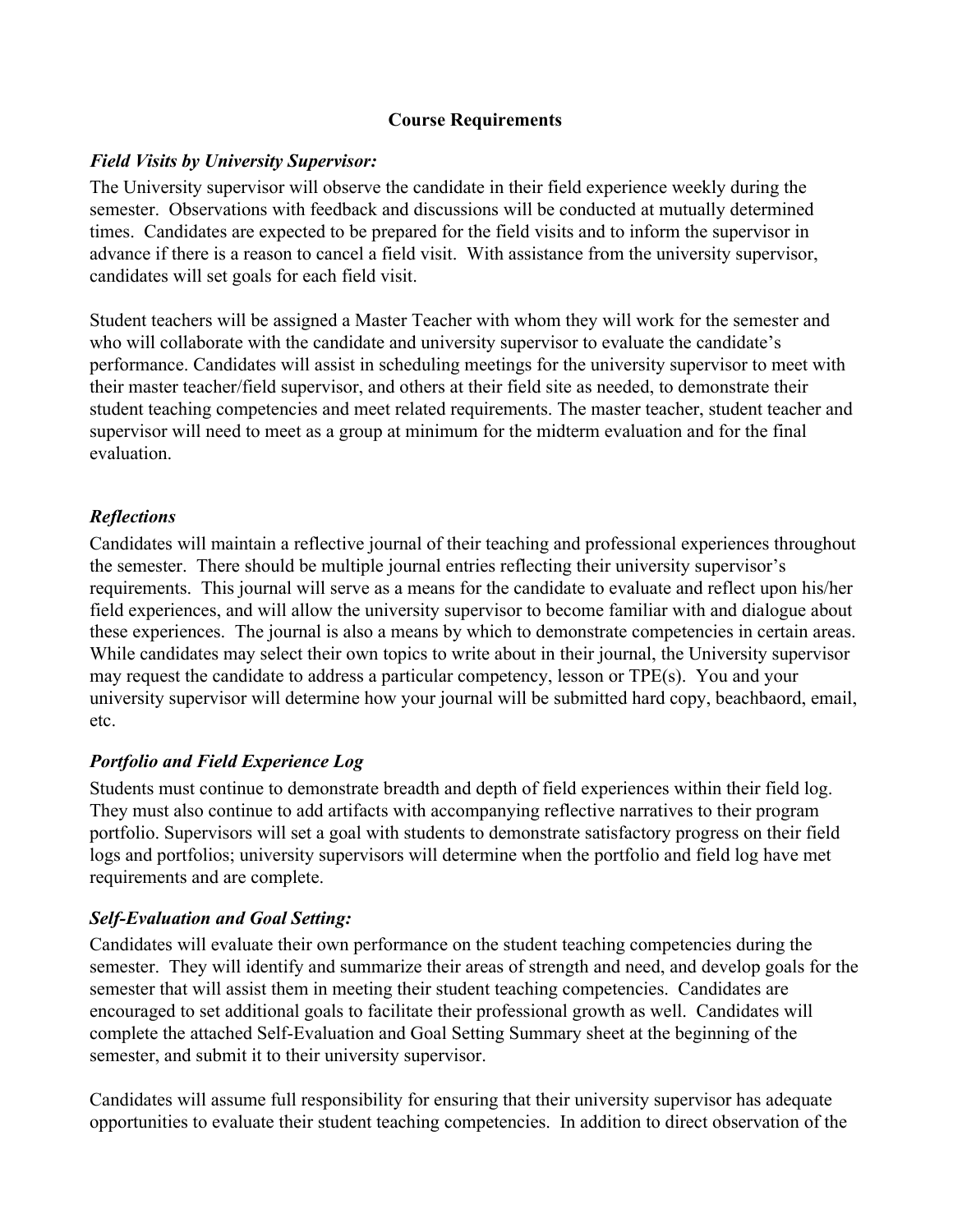## Course Requirements

### *Field Visits by University Supervisor:*

The University supervisor will observe the candidate in their field experience weekly during the semester. Observations with feedback and discussions will be conducted at mutually determined times. Candidates are expected to be prepared for the field visits and to inform the supervisor in advance if there is a reason to cancel a field visit. With assistance from the university supervisor, candidates will set goals for each field visit.

Student teachers will be assigned a Master Teacher with whom they will work for the semester and who will collaborate with the candidate and university supervisor to evaluate the candidate's performance. Candidates will assist in scheduling meetings for the university supervisor to meet with their master teacher/field supervisor, and others at their field site as needed, to demonstrate their student teaching competencies and meet related requirements. The master teacher, student teacher and supervisor will need to meet as a group at minimum for the midterm evaluation and for the final evaluation.

### *Reflections*

Candidates will maintain a reflective journal of their teaching and professional experiences throughout the semester. There should be multiple journal entries reflecting their university supervisor's requirements. This journal will serve as a means for the candidate to evaluate and reflect upon his/her field experiences, and will allow the university supervisor to become familiar with and dialogue about these experiences. The journal is also a means by which to demonstrate competencies in certain areas. While candidates may select their own topics to write about in their journal, the University supervisor may request the candidate to address a particular competency, lesson or TPE(s). You and your university supervisor will determine how your journal will be submitted hard copy, beachbaord, email, etc.

### *Portfolio and Field Experience Log*

Students must continue to demonstrate breadth and depth of field experiences within their field log. They must also continue to add artifacts with accompanying reflective narratives to their program portfolio. Supervisors will set a goal with students to demonstrate satisfactory progress on their field logs and portfolios; university supervisors will determine when the portfolio and field log have met requirements and are complete.

### *Self-Evaluation and Goal Setting:*

Candidates will evaluate their own performance on the student teaching competencies during the semester. They will identify and summarize their areas of strength and need, and develop goals for the semester that will assist them in meeting their student teaching competencies. Candidates are encouraged to set additional goals to facilitate their professional growth as well. Candidates will complete the attached Self-Evaluation and Goal Setting Summary sheet at the beginning of the semester, and submit it to their university supervisor.

Candidates will assume full responsibility for ensuring that their university supervisor has adequate opportunities to evaluate their student teaching competencies. In addition to direct observation of the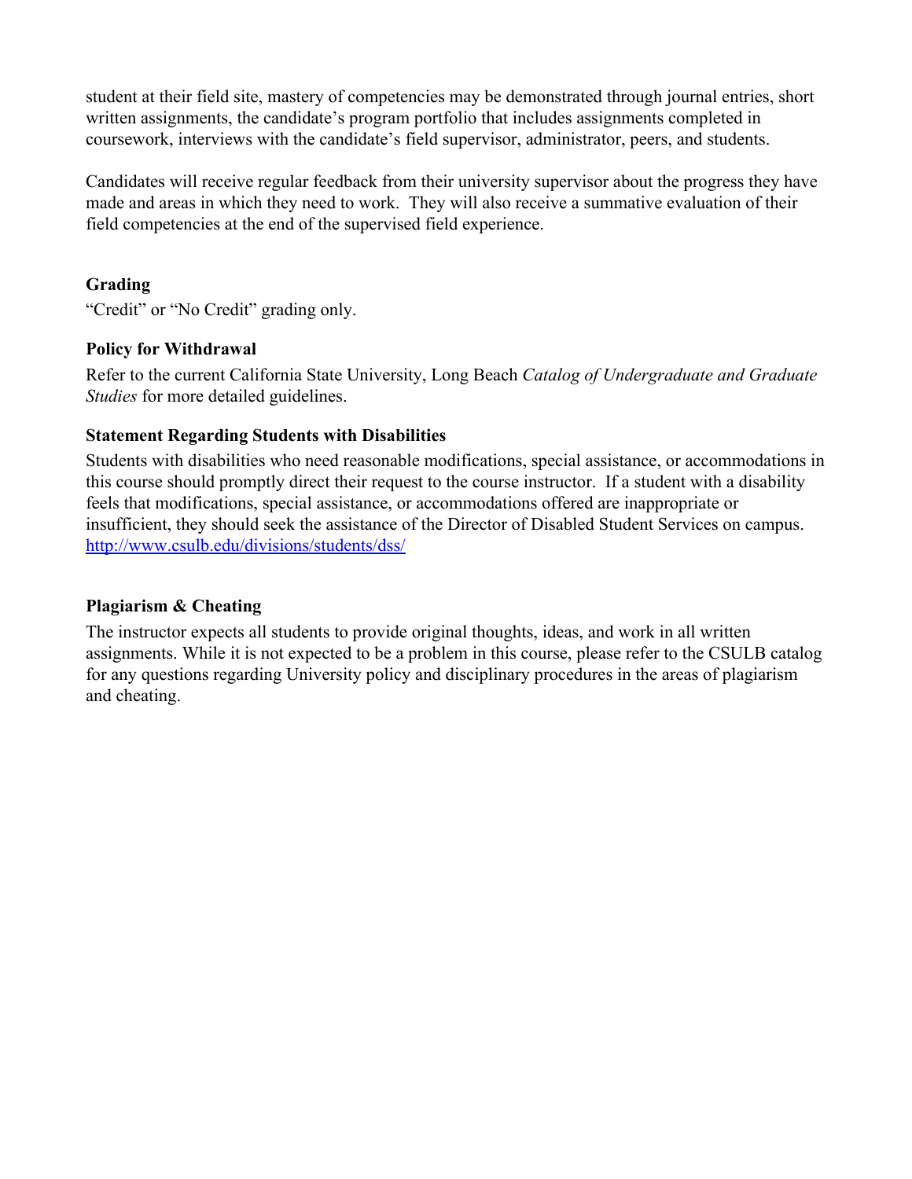student at their field site, mastery of competencies may be demonstrated through journal entries, short written assignments, the candidate's program portfolio that includes assignments completed in coursework, interviews with the candidate's field supervisor, administrator, peers, and students.

Candidates will receive regular feedback from their university supervisor about the progress they have made and areas in which they need to work. They will also receive a summative evaluation of their field competencies at the end of the supervised field experience.

### Grading

"Credit" or "No Credit" grading only.

### Policy for Withdrawal

Refer to the current California State University, Long Beach *Catalog of Undergraduate and Graduate Studies* for more detailed guidelines.

### Statement Regarding Students with Disabilities

Students with disabilities who need reasonable modifications, special assistance, or accommodations in this course should promptly direct their request to the course instructor. If a student with a disability feels that modifications, special assistance, or accommodations offered are inappropriate or insufficient, they should seek the assistance of the Director of Disabled Student Services on campus. [http://www.csulb.edu/divisions/students/dss/](http://www.csulb.edu/divisions/students/dss/)

### Plagiarism & Cheating

The instructor expects all students to provide original thoughts, ideas, and work in all written assignments. While it is not expected to be a problem in this course, please refer to the CSULB catalog for any questions regarding University policy and disciplinary procedures in the areas of plagiarism and cheating.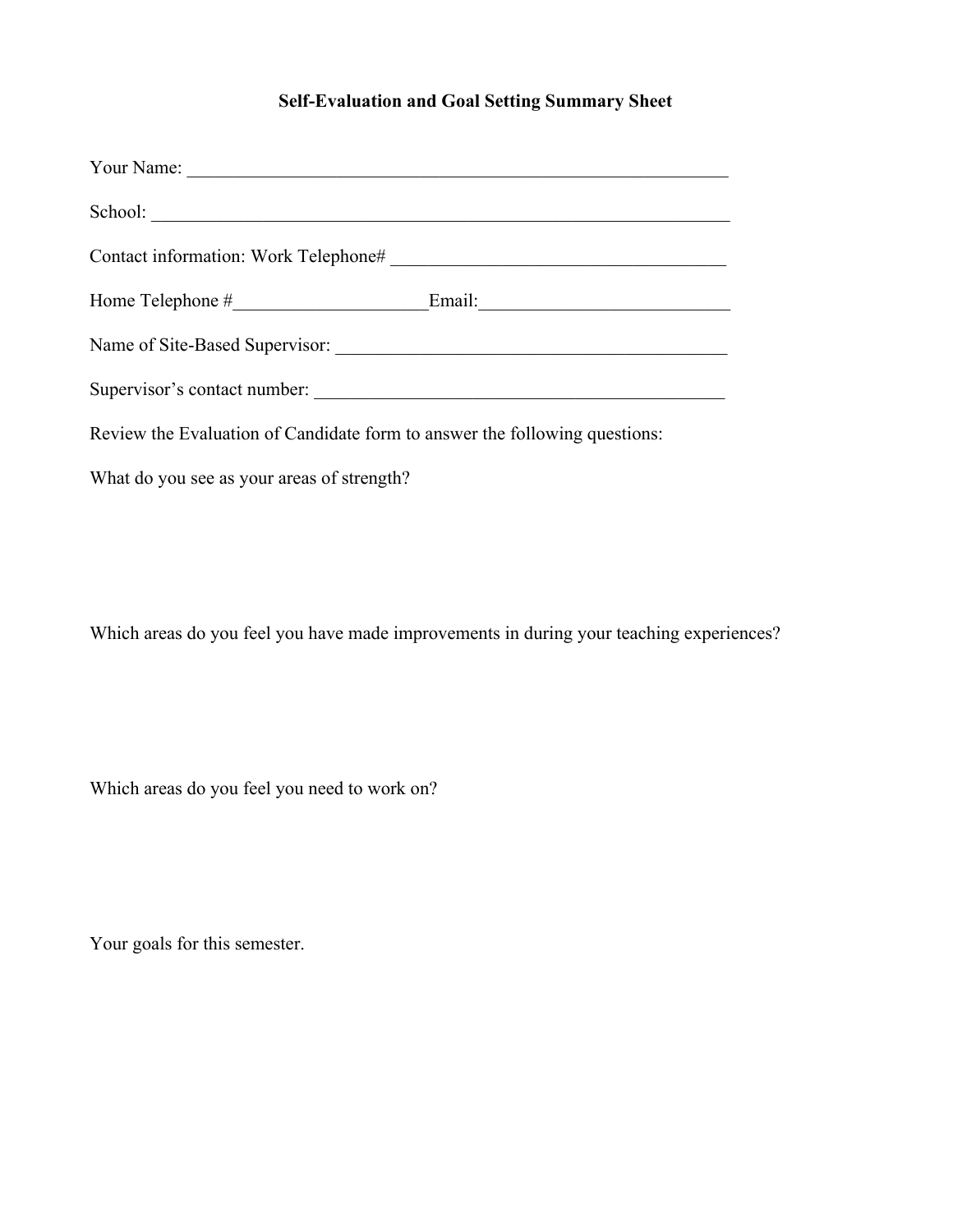**Self-Evaluation and Goal Setting Summary Sheet**

Your Name: ____________________________________________________________

School: ________________________________________________________________

Contact information: Work Telephone# ____________________________________

Home Telephone #_____________________Email:___________________________

Name of Site-Based Supervisor: ___________________________________________

Supervisor's contact number: _____________________________________________

Review the Evaluation of Candidate form to answer the following questions:

What do you see as your areas of strength?

Which areas do you feel you have made improvements in during your teaching experiences?

Which areas do you feel you need to work on?

Your goals for this semester.